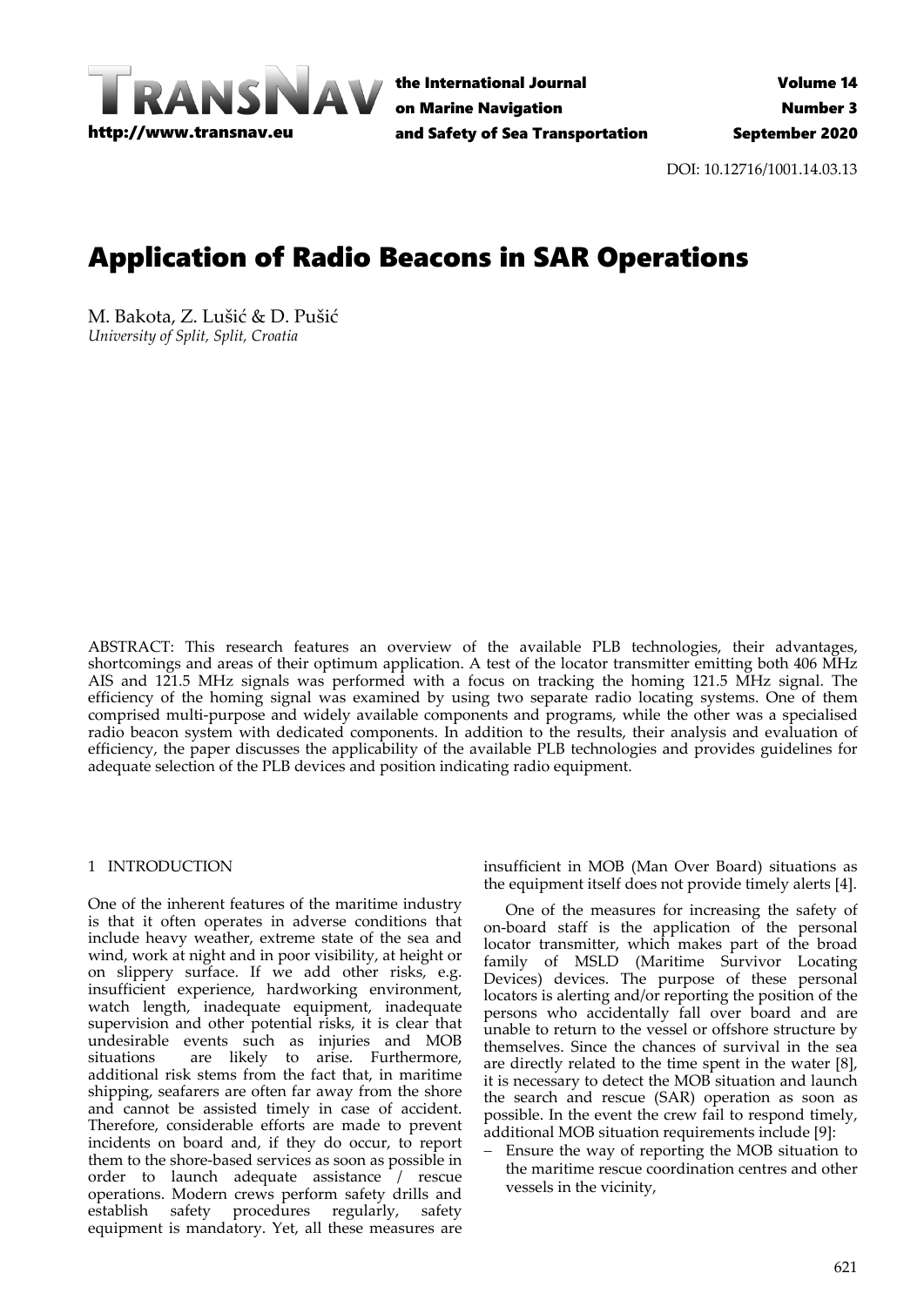# Application of Radio Beacons in SAR Operations

M. Bakota, Z. Lušić & D. Pušić
*University of Split, Split, Croatia*

ABSTRACT: This research features an overview of the available PLB technologies, their advantages, shortcomings and areas of their optimum application. A test of the locator transmitter emitting both 406 MHz AIS and 121.5 MHz signals was performed with a focus on tracking the homing 121.5 MHz signal. The efficiency of the homing signal was examined by using two separate radio locating systems. One of them comprised multi-purpose and widely available components and programs, while the other was a specialised radio beacon system with dedicated components. In addition to the results, their analysis and evaluation of efficiency, the paper discusses the applicability of the available PLB technologies and provides guidelines for adequate selection of the PLB devices and position indicating radio equipment.

## 1 INTRODUCTION

One of the inherent features of the maritime industry is that it often operates in adverse conditions that include heavy weather, extreme state of the sea and wind, work at night and in poor visibility, at height or on slippery surface. If we add other risks, e.g. insufficient experience, hardworking environment, watch length, inadequate equipment, inadequate supervision and other potential risks, it is clear that undesirable events such as injuries and MOB situations are likely to arise. Furthermore, additional risk stems from the fact that, in maritime shipping, seafarers are often far away from the shore and cannot be assisted timely in case of accident. Therefore, considerable efforts are made to prevent incidents on board and, if they do occur, to report them to the shore-based services as soon as possible in order to launch adequate assistance / rescue operations. Modern crews perform safety drills and establish safety procedures regularly, safety equipment is mandatory. Yet, all these measures are insufficient in MOB (Man Over Board) situations as the equipment itself does not provide timely alerts [4].

One of the measures for increasing the safety of on-board staff is the application of the personal locator transmitter, which makes part of the broad family of MSLD (Maritime Survivor Locating Devices) devices. The purpose of these personal locators is alerting and/or reporting the position of the persons who accidentally fall over board and are unable to return to the vessel or offshore structure by themselves. Since the chances of survival in the sea are directly related to the time spent in the water [8], it is necessary to detect the MOB situation and launch the search and rescue (SAR) operation as soon as possible. In the event the crew fail to respond timely, additional MOB situation requirements include [9]:

- Ensure the way of reporting the MOB situation to the maritime rescue coordination centres and other vessels in the vicinity,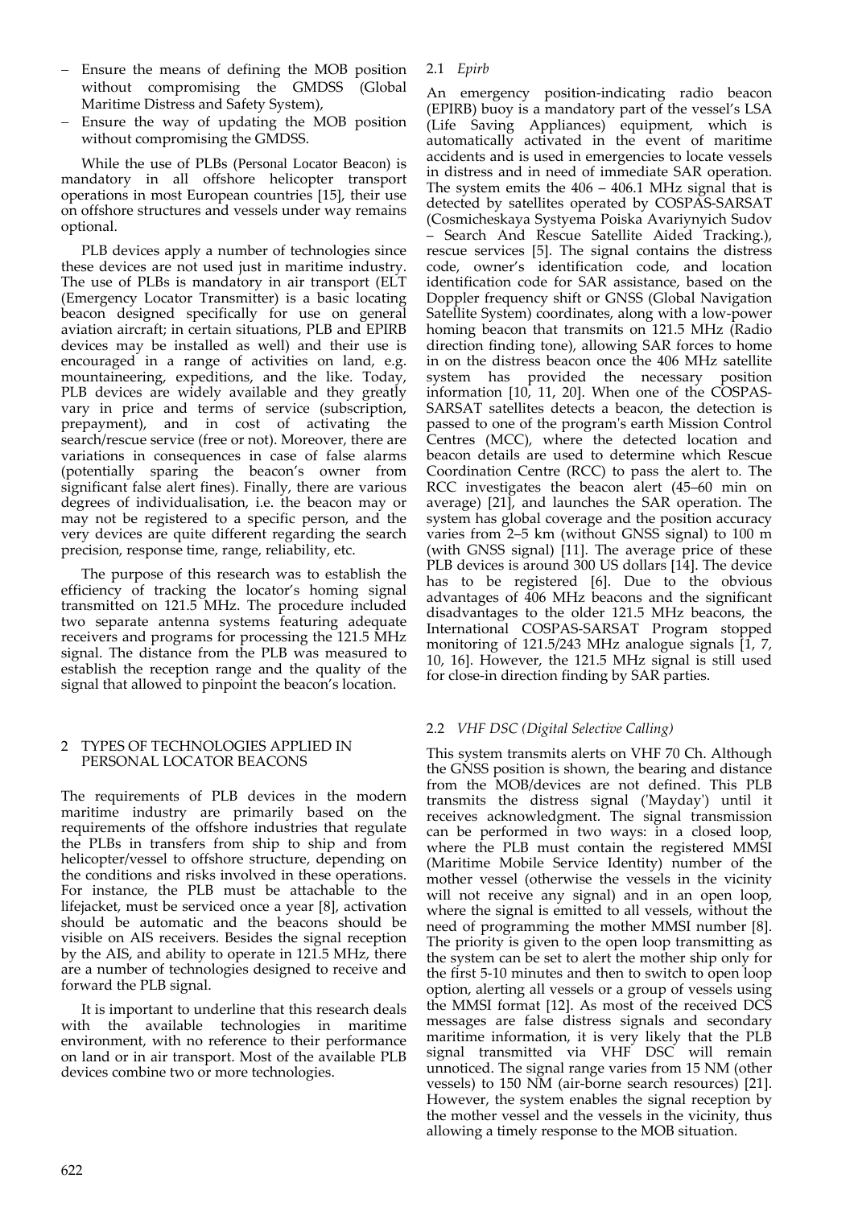- Ensure the means of defining the MOB position without compromising the GMDSS (Global Maritime Distress and Safety System),
- Ensure the way of updating the MOB position without compromising the GMDSS.

While the use of PLBs (Personal Locator Beacon) is mandatory in all offshore helicopter transport operations in most European countries [15], their use on offshore structures and vessels under way remains optional.

PLB devices apply a number of technologies since these devices are not used just in maritime industry. The use of PLBs is mandatory in air transport (ELT (Emergency Locator Transmitter) is a basic locating beacon designed specifically for use on general aviation aircraft; in certain situations, PLB and EPIRB devices may be installed as well) and their use is encouraged in a range of activities on land, e.g. mountaineering, expeditions, and the like. Today, PLB devices are widely available and they greatly vary in price and terms of service (subscription, prepayment), and in cost of activating the search/rescue service (free or not). Moreover, there are variations in consequences in case of false alarms (potentially sparing the beacon's owner from significant false alert fines). Finally, there are various degrees of individualisation, i.e. the beacon may or may not be registered to a specific person, and the very devices are quite different regarding the search precision, response time, range, reliability, etc.

The purpose of this research was to establish the efficiency of tracking the locator's homing signal transmitted on 121.5 MHz. The procedure included two separate antenna systems featuring adequate receivers and programs for processing the 121.5 MHz signal. The distance from the PLB was measured to establish the reception range and the quality of the signal that allowed to pinpoint the beacon's location.

## 2 TYPES OF TECHNOLOGIES APPLIED IN PERSONAL LOCATOR BEACONS

The requirements of PLB devices in the modern maritime industry are primarily based on the requirements of the offshore industries that regulate the PLBs in transfers from ship to ship and from helicopter/vessel to offshore structure, depending on the conditions and risks involved in these operations. For instance, the PLB must be attachable to the lifejacket, must be serviced once a year [8], activation should be automatic and the beacons should be visible on AIS receivers. Besides the signal reception by the AIS, and ability to operate in 121.5 MHz, there are a number of technologies designed to receive and forward the PLB signal.

It is important to underline that this research deals with the available technologies in maritime environment, with no reference to their performance on land or in air transport. Most of the available PLB devices combine two or more technologies.

### 2.1 *Epirb*

An emergency position-indicating radio beacon (EPIRB) buoy is a mandatory part of the vessel's LSA (Life Saving Appliances) equipment, which is automatically activated in the event of maritime accidents and is used in emergencies to locate vessels in distress and in need of immediate SAR operation. The system emits the 406 – 406.1 MHz signal that is detected by satellites operated by COSPAS-SARSAT (Cosmicheskaya Systyema Poiska Avariynyich Sudov – Search And Rescue Satellite Aided Tracking.), rescue services [5]. The signal contains the distress code, owner's identification code, and location identification code for SAR assistance, based on the Doppler frequency shift or GNSS (Global Navigation Satellite System) coordinates, along with a low-power homing beacon that transmits on 121.5 MHz (Radio direction finding tone), allowing SAR forces to home in on the distress beacon once the 406 MHz satellite system has provided the necessary position information [10, 11, 20]. When one of the COSPAS-SARSAT satellites detects a beacon, the detection is passed to one of the program's earth Mission Control Centres (MCC), where the detected location and beacon details are used to determine which Rescue Coordination Centre (RCC) to pass the alert to. The RCC investigates the beacon alert (45–60 min on average) [21], and launches the SAR operation. The system has global coverage and the position accuracy varies from 2–5 km (without GNSS signal) to 100 m (with GNSS signal) [11]. The average price of these PLB devices is around 300 US dollars [14]. The device has to be registered [6]. Due to the obvious advantages of 406 MHz beacons and the significant disadvantages to the older 121.5 MHz beacons, the International COSPAS-SARSAT Program stopped monitoring of 121.5/243 MHz analogue signals [1, 7, 10, 16]. However, the 121.5 MHz signal is still used for close-in direction finding by SAR parties.

### 2.2 *VHF DSC (Digital Selective Calling)*

This system transmits alerts on VHF 70 Ch. Although the GNSS position is shown, the bearing and distance from the MOB/devices are not defined. This PLB transmits the distress signal ('Mayday') until it receives acknowledgment. The signal transmission can be performed in two ways: in a closed loop, where the PLB must contain the registered MMSI (Maritime Mobile Service Identity) number of the mother vessel (otherwise the vessels in the vicinity will not receive any signal) and in an open loop, where the signal is emitted to all vessels, without the need of programming the mother MMSI number [8]. The priority is given to the open loop transmitting as the system can be set to alert the mother ship only for the first 5-10 minutes and then to switch to open loop option, alerting all vessels or a group of vessels using the MMSI format [12]. As most of the received DCS messages are false distress signals and secondary maritime information, it is very likely that the PLB signal transmitted via VHF DSC will remain unnoticed. The signal range varies from 15 NM (other vessels) to 150 NM (air-borne search resources) [21]. However, the system enables the signal reception by the mother vessel and the vessels in the vicinity, thus allowing a timely response to the MOB situation.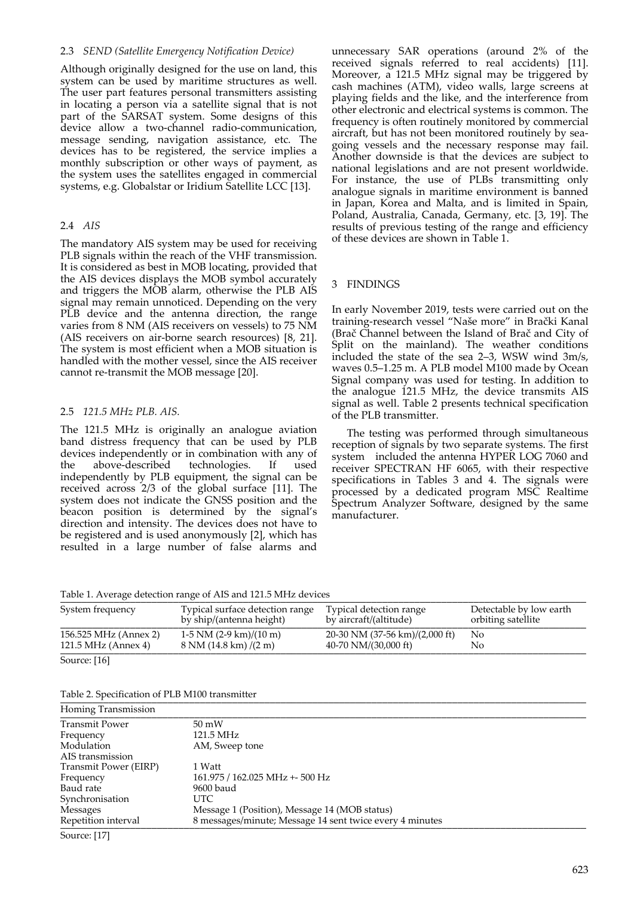### 2.3 *SEND (Satellite Emergency Notification Device)*

Although originally designed for the use on land, this system can be used by maritime structures as well. The user part features personal transmitters assisting in locating a person via a satellite signal that is not part of the SARSAT system. Some designs of this device allow a two-channel radio-communication, message sending, navigation assistance, etc. The devices has to be registered, the service implies a monthly subscription or other ways of payment, as the system uses the satellites engaged in commercial systems, e.g. Globalstar or Iridium Satellite LCC [13].

### 2.4 *AIS*

The mandatory AIS system may be used for receiving PLB signals within the reach of the VHF transmission. It is considered as best in MOB locating, provided that the AIS devices displays the MOB symbol accurately and triggers the MOB alarm, otherwise the PLB AIS signal may remain unnoticed. Depending on the very PLB device and the antenna direction, the range varies from 8 NM (AIS receivers on vessels) to 75 NM (AIS receivers on air-borne search resources) [8, 21]. The system is most efficient when a MOB situation is handled with the mother vessel, since the AIS receiver cannot re-transmit the MOB message [20].

### 2.5 *121.5 MHz PLB. AIS.*

The 121.5 MHz is originally an analogue aviation band distress frequency that can be used by PLB devices independently or in combination with any of the above-described technologies. If used independently by PLB equipment, the signal can be received across 2/3 of the global surface [11]. The system does not indicate the GNSS position and the beacon position is determined by the signal's direction and intensity. The devices does not have to be registered and is used anonymously [2], which has resulted in a large number of false alarms and unnecessary SAR operations (around 2% of the received signals referred to real accidents) [11]. Moreover, a 121.5 MHz signal may be triggered by cash machines (ATM), video walls, large screens at playing fields and the like, and the interference from other electronic and electrical systems is common. The frequency is often routinely monitored by commercial aircraft, but has not been monitored routinely by sea-going vessels and the necessary response may fail. Another downside is that the devices are subject to national legislations and are not present worldwide. For instance, the use of PLBs transmitting only analogue signals in maritime environment is banned in Japan, Korea and Malta, and is limited in Spain, Poland, Australia, Canada, Germany, etc. [3, 19]. The results of previous testing of the range and efficiency of these devices are shown in Table 1.

## 3 FINDINGS

In early November 2019, tests were carried out on the training-research vessel "Naše more" in Brački Kanal (Brač Channel between the Island of Brač and City of Split on the mainland). The weather conditions included the state of the sea 2–3, WSW wind 3m/s, waves 0.5–1.25 m. A PLB model M100 made by Ocean Signal company was used for testing. In addition to the analogue 121.5 MHz, the device transmits AIS signal as well. Table 2 presents technical specification of the PLB transmitter.

The testing was performed through simultaneous reception of signals by two separate systems. The first system included the antenna HYPER LOG 7060 and receiver SPECTRAN HF 6065, with their respective specifications in Tables 3 and 4. The signals were processed by a dedicated program MSC Realtime Spectrum Analyzer Software, designed by the same manufacturer.

Table 1. Average detection range of AIS and 121.5 MHz devices

| System frequency | Typical surface detection range by ship/(antenna height) | Typical detection range by aircraft/(altitude) | Detectable by low earth orbiting satellite |
|---|---|---|---|
| 156.525 MHz (Annex 2) | 1-5 NM (2-9 km)/(10 m) | 20-30 NM (37-56 km)/(2,000 ft) | No |
| 121.5 MHz (Annex 4) | 8 NM (14.8 km) /(2 m) | 40-70 NM/(30,000 ft) | No |

Source: [16]

Table 2. Specification of PLB M100 transmitter

| Homing Transmission | |
|---|---|
| Transmit Power | 50 mW |
| Frequency | 121.5 MHz |
| Modulation | AM, Sweep tone |
| AIS transmission | |
| Transmit Power (EIRP) | 1 Watt |
| Frequency | 161.975 / 162.025 MHz +- 500 Hz |
| Baud rate | 9600 baud |
| Synchronisation | UTC |
| Messages | Message 1 (Position), Message 14 (MOB status) |
| Repetition interval | 8 messages/minute; Message 14 sent twice every 4 minutes |

Source: [17]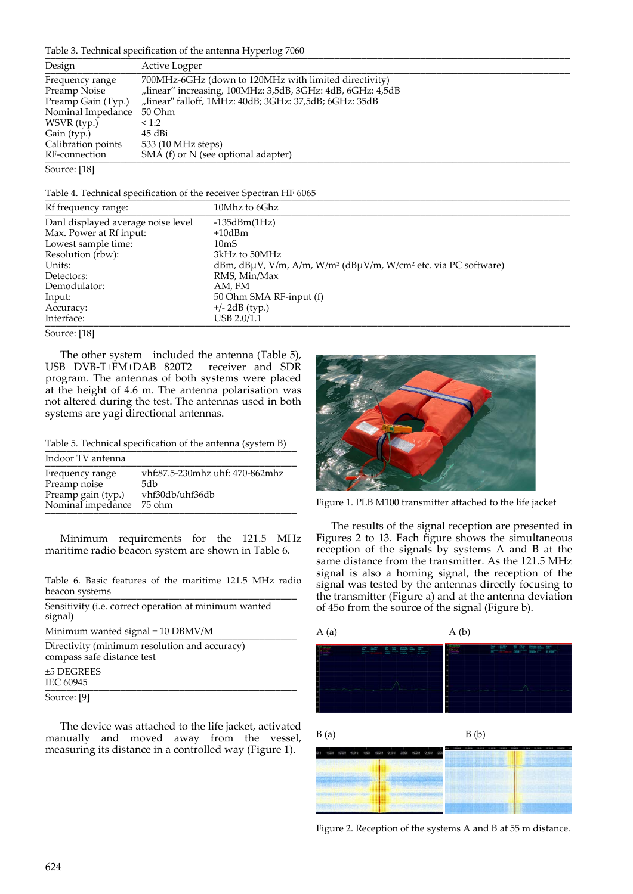Table 3. Technical specification of the antenna Hyperlog 7060

| Design | Active Logper |
|---|---|
| Frequency range | 700MHz-6GHz (down to 120MHz with limited directivity) |
| Preamp Noise | „linear“ increasing, 100MHz: 3,5dB, 3GHz: 4dB, 6GHz: 4,5dB |
| Preamp Gain (Typ.) | „linear" falloff, 1MHz: 40dB; 3GHz: 37,5dB; 6GHz: 35dB |
| Nominal Impedance | 50 Ohm |
| WSVR (typ.) | < 1:2 |
| Gain (typ.) | 45 dBi |
| Calibration points | 533 (10 MHz steps) |
| RF-connection | SMA (f) or N (see optional adapter) |

Source: [18]

Table 4. Technical specification of the receiver Spectran HF 6065

| Rf frequency range: | 10Mhz to 6Ghz |
|---|---|
| Danl displayed average noise level | -135dBm(1Hz) |
| Max. Power at Rf input: | +10dBm |
| Lowest sample time: | 10mS |
| Resolution (rbw): | 3kHz to 50MHz |
| Units: | dBm, dBµV, V/m, A/m, W/m² (dBµV/m, W/cm² etc. via PC software) |
| Detectors: | RMS, Min/Max |
| Demodulator: | AM, FM |
| Input: | 50 Ohm SMA RF-input (f) |
| Accuracy: | +/- 2dB (typ.) |
| Interface: | USB 2.0/1.1 |

Source: [18]

The other system included the antenna (Table 5), USB DVB-T+FM+DAB 820T2 receiver and SDR program. The antennas of both systems were placed at the height of 4.6 m. The antenna polarisation was not altered during the test. The antennas used in both systems are yagi directional antennas.

Table 5. Technical specification of the antenna (system B)

| Indoor TV antenna | |
|---|---|
| Frequency range | vhf:87.5-230mhz uhf: 470-862mhz |
| Preamp noise | 5db |
| Preamp gain (typ.) | vhf30db/uhf36db |
| Nominal impedance | 75 ohm |

Minimum requirements for the 121.5 MHz maritime radio beacon system are shown in Table 6.

Table 6. Basic features of the maritime 121.5 MHz radio beacon systems

| |
|---|
| Sensitivity (i.e. correct operation at minimum wanted signal) |
| Minimum wanted signal = 10 DBMV/M |
| Directivity (minimum resolution and accuracy) compass safe distance test |
| ±5 DEGREES<br>IEC 60945 |

Source: [9]

The device was attached to the life jacket, activated manually and moved away from the vessel, measuring its distance in a controlled way (Figure 1).

Figure 1. PLB M100 transmitter attached to the life jacket

The results of the signal reception are presented in Figures 2 to 13. Each figure shows the simultaneous reception of the signals by systems A and B at the same distance from the transmitter. As the 121.5 MHz signal is also a homing signal, the reception of the signal was tested by the antennas directly focusing to the transmitter (Figure a) and at the antenna deviation of 45o from the source of the signal (Figure b).

A (a) A (b)

B (a) B (b)

Figure 2. Reception of the systems A and B at 55 m distance.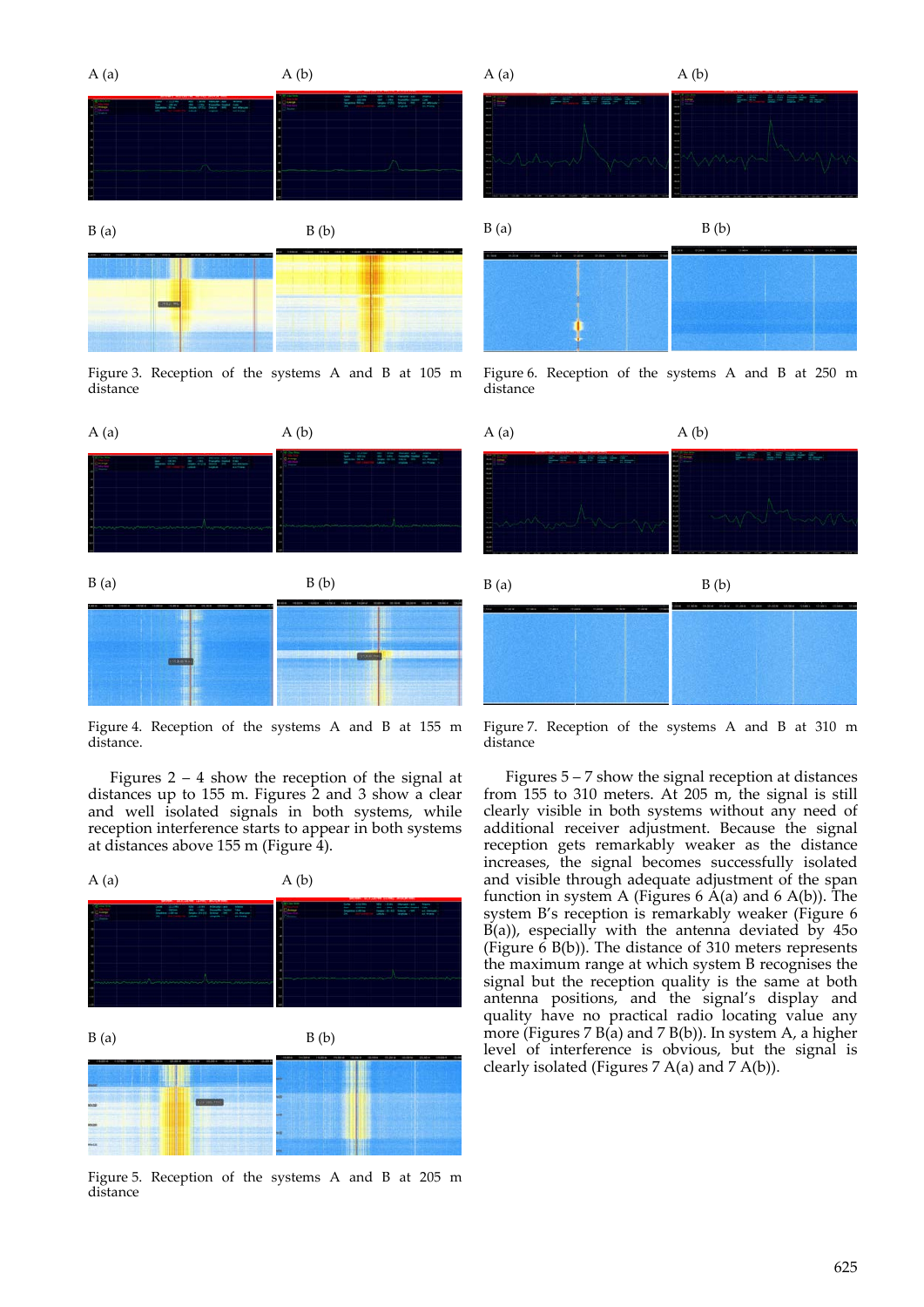A (a) A (b)

B (a) B (b)

Figure 3. Reception of the systems A and B at 105 m distance

A (a) A (b)

B (a) B (b)

Figure 4. Reception of the systems A and B at 155 m distance.

Figures 2 – 4 show the reception of the signal at distances up to 155 m. Figures 2 and 3 show a clear and well isolated signals in both systems, while reception interference starts to appear in both systems at distances above 155 m (Figure 4).

A (a) A (b)

B (a) B (b)

Figure 5. Reception of the systems A and B at 205 m distance

A (a) A (b)

B (a) B (b)

Figure 6. Reception of the systems A and B at 250 m distance

A (a) A (b)

B (a) B (b)

Figure 7. Reception of the systems A and B at 310 m distance

Figures 5 – 7 show the signal reception at distances from 155 to 310 meters. At 205 m, the signal is still clearly visible in both systems without any need of additional receiver adjustment. Because the signal reception gets remarkably weaker as the distance increases, the signal becomes successfully isolated and visible through adequate adjustment of the span function in system A (Figures 6 A(a) and 6 A(b)). The system B's reception is remarkably weaker (Figure 6 B(a)), especially with the antenna deviated by 45o (Figure 6 B(b)). The distance of 310 meters represents the maximum range at which system B recognises the signal but the reception quality is the same at both antenna positions, and the signal's display and quality have no practical radio locating value any more (Figures 7 B(a) and 7 B(b)). In system A, a higher level of interference is obvious, but the signal is clearly isolated (Figures 7 A(a) and 7 A(b)).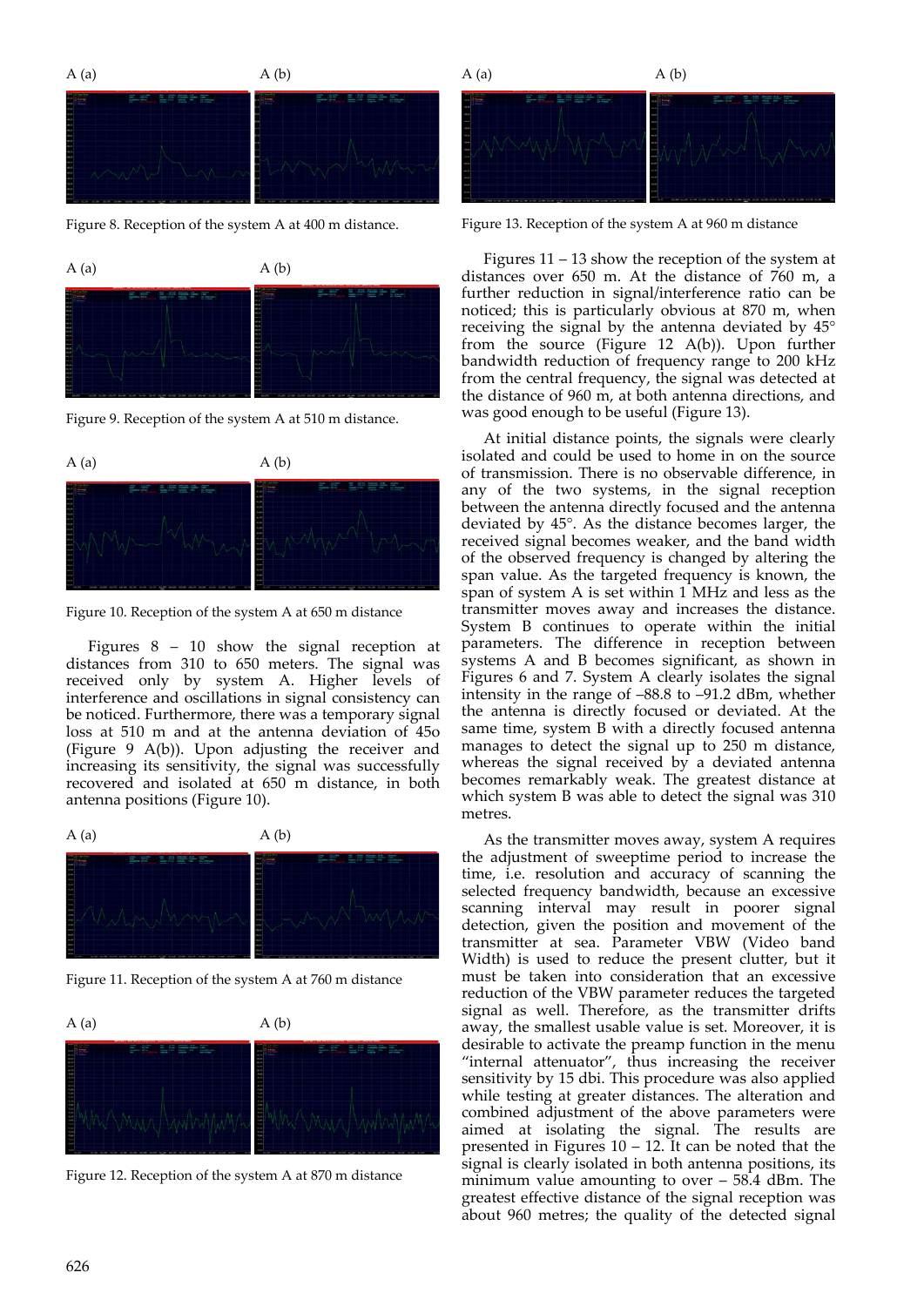A (a) A (b)

Figure 8. Reception of the system A at 400 m distance.

A (a) A (b)

Figure 9. Reception of the system A at 510 m distance.

A (a) A (b)

Figure 10. Reception of the system A at 650 m distance

Figures 8 – 10 show the signal reception at distances from 310 to 650 meters. The signal was received only by system A. Higher levels of interference and oscillations in signal consistency can be noticed. Furthermore, there was a temporary signal loss at 510 m and at the antenna deviation of 45o (Figure 9 A(b)). Upon adjusting the receiver and increasing its sensitivity, the signal was successfully recovered and isolated at 650 m distance, in both antenna positions (Figure 10).

A (a) A (b)

Figure 11. Reception of the system A at 760 m distance

A (a) A (b)

Figure 12. Reception of the system A at 870 m distance

A (a) A (b)

Figure 13. Reception of the system A at 960 m distance

Figures 11 – 13 show the reception of the system at distances over 650 m. At the distance of 760 m, a further reduction in signal/interference ratio can be noticed; this is particularly obvious at 870 m, when receiving the signal by the antenna deviated by 45° from the source (Figure 12 A(b)). Upon further bandwidth reduction of frequency range to 200 kHz from the central frequency, the signal was detected at the distance of 960 m, at both antenna directions, and was good enough to be useful (Figure 13).

At initial distance points, the signals were clearly isolated and could be used to home in on the source of transmission. There is no observable difference, in any of the two systems, in the signal reception between the antenna directly focused and the antenna deviated by 45°. As the distance becomes larger, the received signal becomes weaker, and the band width of the observed frequency is changed by altering the span value. As the targeted frequency is known, the span of system A is set within 1 MHz and less as the transmitter moves away and increases the distance. System B continues to operate within the initial parameters. The difference in reception between systems A and B becomes significant, as shown in Figures 6 and 7. System A clearly isolates the signal intensity in the range of –88.8 to –91.2 dBm, whether the antenna is directly focused or deviated. At the same time, system B with a directly focused antenna manages to detect the signal up to 250 m distance, whereas the signal received by a deviated antenna becomes remarkably weak. The greatest distance at which system B was able to detect the signal was 310 metres.

As the transmitter moves away, system A requires the adjustment of sweeptime period to increase the time, i.e. resolution and accuracy of scanning the selected frequency bandwidth, because an excessive scanning interval may result in poorer signal detection, given the position and movement of the transmitter at sea. Parameter VBW (Video band Width) is used to reduce the present clutter, but it must be taken into consideration that an excessive reduction of the VBW parameter reduces the targeted signal as well. Therefore, as the transmitter drifts away, the smallest usable value is set. Moreover, it is desirable to activate the preamp function in the menu "internal attenuator", thus increasing the receiver sensitivity by 15 dbi. This procedure was also applied while testing at greater distances. The alteration and combined adjustment of the above parameters were aimed at isolating the signal. The results are presented in Figures 10 – 12. It can be noted that the signal is clearly isolated in both antenna positions, its minimum value amounting to over – 58.4 dBm. The greatest effective distance of the signal reception was about 960 metres; the quality of the detected signal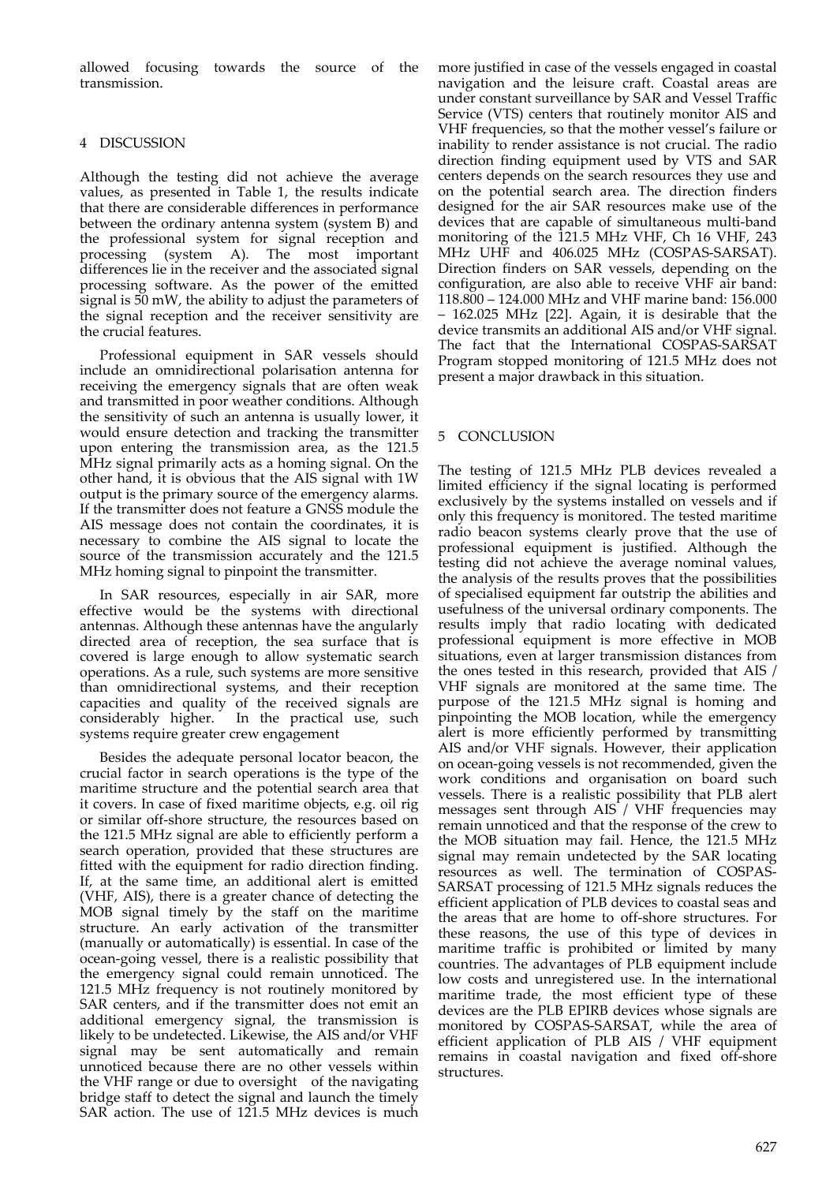allowed focusing towards the source of the transmission.

## 4 DISCUSSION

Although the testing did not achieve the average values, as presented in Table 1, the results indicate that there are considerable differences in performance between the ordinary antenna system (system B) and the professional system for signal reception and processing (system A). The most important differences lie in the receiver and the associated signal processing software. As the power of the emitted signal is 50 mW, the ability to adjust the parameters of the signal reception and the receiver sensitivity are the crucial features.

Professional equipment in SAR vessels should include an omnidirectional polarisation antenna for receiving the emergency signals that are often weak and transmitted in poor weather conditions. Although the sensitivity of such an antenna is usually lower, it would ensure detection and tracking the transmitter upon entering the transmission area, as the 121.5 MHz signal primarily acts as a homing signal. On the other hand, it is obvious that the AIS signal with 1W output is the primary source of the emergency alarms. If the transmitter does not feature a GNSS module the AIS message does not contain the coordinates, it is necessary to combine the AIS signal to locate the source of the transmission accurately and the 121.5 MHz homing signal to pinpoint the transmitter.

In SAR resources, especially in air SAR, more effective would be the systems with directional antennas. Although these antennas have the angularly directed area of reception, the sea surface that is covered is large enough to allow systematic search operations. As a rule, such systems are more sensitive than omnidirectional systems, and their reception capacities and quality of the received signals are considerably higher. In the practical use, such systems require greater crew engagement

Besides the adequate personal locator beacon, the crucial factor in search operations is the type of the maritime structure and the potential search area that it covers. In case of fixed maritime objects, e.g. oil rig or similar off-shore structure, the resources based on the 121.5 MHz signal are able to efficiently perform a search operation, provided that these structures are fitted with the equipment for radio direction finding. If, at the same time, an additional alert is emitted (VHF, AIS), there is a greater chance of detecting the MOB signal timely by the staff on the maritime structure. An early activation of the transmitter (manually or automatically) is essential. In case of the ocean-going vessel, there is a realistic possibility that the emergency signal could remain unnoticed. The 121.5 MHz frequency is not routinely monitored by SAR centers, and if the transmitter does not emit an additional emergency signal, the transmission is likely to be undetected. Likewise, the AIS and/or VHF signal may be sent automatically and remain unnoticed because there are no other vessels within the VHF range or due to oversight of the navigating bridge staff to detect the signal and launch the timely SAR action. The use of 121.5 MHz devices is much more justified in case of the vessels engaged in coastal navigation and the leisure craft. Coastal areas are under constant surveillance by SAR and Vessel Traffic Service (VTS) centers that routinely monitor AIS and VHF frequencies, so that the mother vessel's failure or inability to render assistance is not crucial. The radio direction finding equipment used by VTS and SAR centers depends on the search resources they use and on the potential search area. The direction finders designed for the air SAR resources make use of the devices that are capable of simultaneous multi-band monitoring of the 121.5 MHz VHF, Ch 16 VHF, 243 MHz UHF and 406.025 MHz (COSPAS-SARSAT). Direction finders on SAR vessels, depending on the configuration, are also able to receive VHF air band: 118.800 – 124.000 MHz and VHF marine band: 156.000 – 162.025 MHz [22]. Again, it is desirable that the device transmits an additional AIS and/or VHF signal. The fact that the International COSPAS-SARSAT Program stopped monitoring of 121.5 MHz does not present a major drawback in this situation.

## 5 CONCLUSION

The testing of 121.5 MHz PLB devices revealed a limited efficiency if the signal locating is performed exclusively by the systems installed on vessels and if only this frequency is monitored. The tested maritime radio beacon systems clearly prove that the use of professional equipment is justified. Although the testing did not achieve the average nominal values, the analysis of the results proves that the possibilities of specialised equipment far outstrip the abilities and usefulness of the universal ordinary components. The results imply that radio locating with dedicated professional equipment is more effective in MOB situations, even at larger transmission distances from the ones tested in this research, provided that AIS / VHF signals are monitored at the same time. The purpose of the 121.5 MHz signal is homing and pinpointing the MOB location, while the emergency alert is more efficiently performed by transmitting AIS and/or VHF signals. However, their application on ocean-going vessels is not recommended, given the work conditions and organisation on board such vessels. There is a realistic possibility that PLB alert messages sent through AIS / VHF frequencies may remain unnoticed and that the response of the crew to the MOB situation may fail. Hence, the 121.5 MHz signal may remain undetected by the SAR locating resources as well. The termination of COSPAS-SARSAT processing of 121.5 MHz signals reduces the efficient application of PLB devices to coastal seas and the areas that are home to off-shore structures. For these reasons, the use of this type of devices in maritime traffic is prohibited or limited by many countries. The advantages of PLB equipment include low costs and unregistered use. In the international maritime trade, the most efficient type of these devices are the PLB EPIRB devices whose signals are monitored by COSPAS-SARSAT, while the area of efficient application of PLB AIS / VHF equipment remains in coastal navigation and fixed off-shore structures.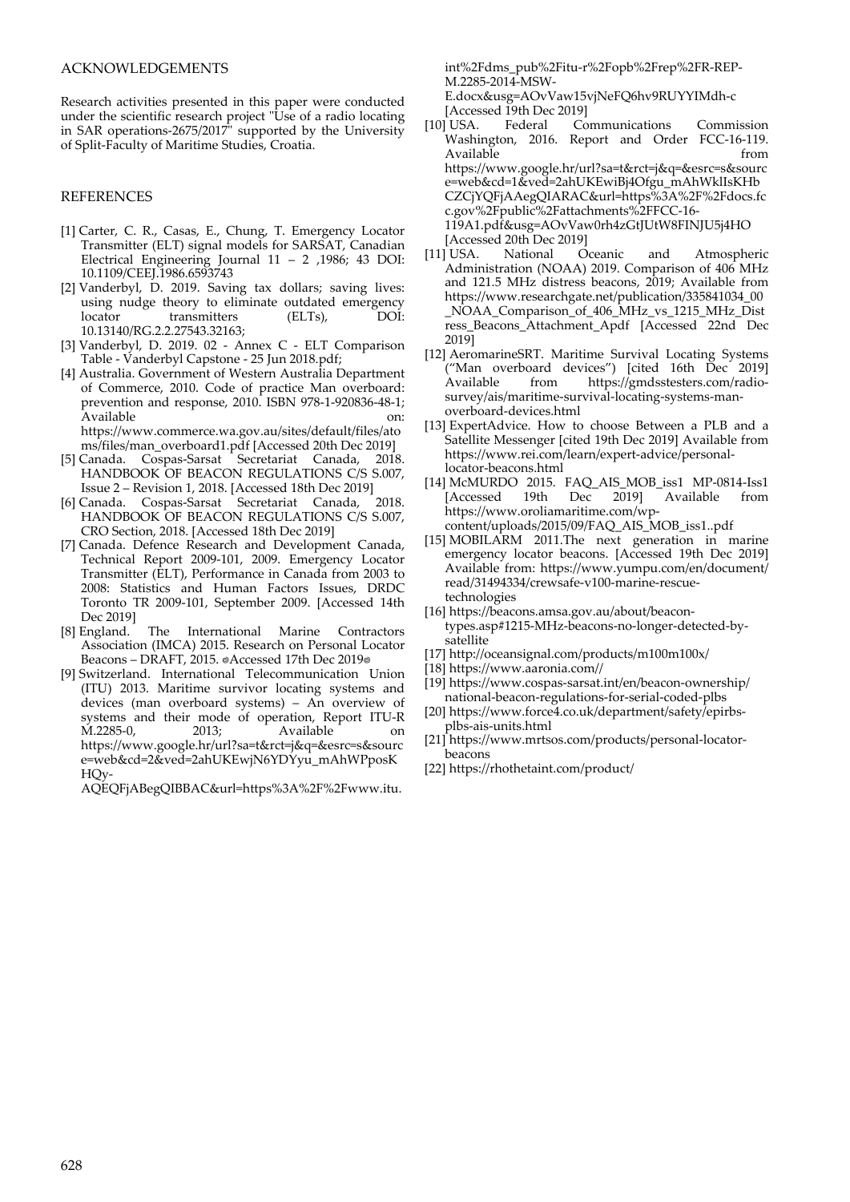## ACKNOWLEDGEMENTS

Research activities presented in this paper were conducted under the scientific research project "Use of a radio locating in SAR operations-2675/2017" supported by the University of Split-Faculty of Maritime Studies, Croatia.

## REFERENCES

[1] Carter, C. R., Casas, E., Chung, T. Emergency Locator Transmitter (ELT) signal models for SARSAT, Canadian Electrical Engineering Journal 11 – 2 ,1986; 43 DOI: 10.1109/CEEJ.1986.6593743

[2] Vanderbyl, D. 2019. Saving tax dollars; saving lives: using nudge theory to eliminate outdated emergency locator transmitters (ELTs), DOI: 10.13140/RG.2.2.27543.32163;

[3] Vanderbyl, D. 2019. 02 - Annex C - ELT Comparison Table - Vanderbyl Capstone - 25 Jun 2018.pdf;

[4] Australia. Government of Western Australia Department of Commerce, 2010. Code of practice Man overboard: prevention and response, 2010. ISBN 978-1-920836-48-1; Available on: https://www.commerce.wa.gov.au/sites/default/files/atoms/files/man_overboard1.pdf [Accessed 20th Dec 2019]

[5] Canada. Cospas-Sarsat Secretariat Canada, 2018. HANDBOOK OF BEACON REGULATIONS C/S S.007, Issue 2 – Revision 1, 2018. [Accessed 18th Dec 2019]

[6] Canada. Cospas-Sarsat Secretariat Canada, 2018. HANDBOOK OF BEACON REGULATIONS C/S S.007, CRO Section, 2018. [Accessed 18th Dec 2019]

[7] Canada. Defence Research and Development Canada, Technical Report 2009-101, 2009. Emergency Locator Transmitter (ELT), Performance in Canada from 2003 to 2008: Statistics and Human Factors Issues, DRDC Toronto TR 2009-101, September 2009. [Accessed 14th Dec 2019]

[8] England. The International Marine Contractors Association (IMCA) 2015. Research on Personal Locator Beacons – DRAFT, 2015. Accessed 17th Dec 2019

[9] Switzerland. International Telecommunication Union (ITU) 2013. Maritime survivor locating systems and devices (man overboard systems) – An overview of systems and their mode of operation, Report ITU-R M.2285-0, 2013; Available on https://www.google.hr/url?sa=t&rct=j&q=&esrc=s&source=web&cd=2&ved=2ahUKEwjN6YDYyu_mAhWPposKHQy-AQEQFjABegQIBBAC&url=https%3A%2F%2Fwww.itu.int%2Fdms_pub%2Fitu-r%2Fopb%2Frep%2FR-REP-M.2285-2014-MSW-E.docx&usg=AOvVaw15vjNeFQ6hv9RUYYIMdh-c [Accessed 19th Dec 2019]

[10] USA. Federal Communications Commission Washington, 2016. Report and Order FCC-16-119. Available from https://www.google.hr/url?sa=t&rct=j&q=&esrc=s&source=web&cd=1&ved=2ahUKEwiBj4Ofgu_mAhWkIIsKHbCZCjYQFjAAegQIARAC&url=https%3A%2F%2Fdocs.fcc.gov%2Fpublic%2Fattachments%2FFCC-16-119A1.pdf&usg=AOvVaw0rh4zGtJUtW8FINJU5j4HO [Accessed 20th Dec 2019]

[11] USA. National Oceanic and Atmospheric Administration (NOAA) 2019. Comparison of 406 MHz and 121.5 MHz distress beacons, 2019; Available from https://www.researchgate.net/publication/335841034_00_NOAA_Comparison_of_406_MHz_vs_1215_MHz_Distress_Beacons_Attachment_Apdf [Accessed 22nd Dec 2019]

[12] AeromarineSRT. Maritime Survival Locating Systems ("Man overboard devices") [cited 16th Dec 2019] Available from https://gmdsstesters.com/radio-survey/ais/maritime-survival-locating-systems-man-overboard-devices.html

[13] ExpertAdvice. How to choose Between a PLB and a Satellite Messenger [cited 19th Dec 2019] Available from https://www.rei.com/learn/expert-advice/personal-locator-beacons.html

[14] McMURDO 2015. FAQ_AIS_MOB_iss1 MP-0814-Iss1 [Accessed 19th Dec 2019] Available from https://www.oroliamaritime.com/wp-content/uploads/2015/09/FAQ_AIS_MOB_iss1..pdf

[15] MOBILARM 2011.The next generation in marine emergency locator beacons. [Accessed 19th Dec 2019] Available from: https://www.yumpu.com/en/document/read/31494334/crewsafe-v100-marine-rescue-technologies

[16] https://beacons.amsa.gov.au/about/beacon-types.asp#1215-MHz-beacons-no-longer-detected-by-satellite

[17] http://oceansignal.com/products/m100m100x/

[18] https://www.aaronia.com//

[19] https://www.cospas-sarsat.int/en/beacon-ownership/national-beacon-regulations-for-serial-coded-plbs

[20] https://www.force4.co.uk/department/safety/epirbs-plbs-ais-units.html

[21] https://www.mrtsos.com/products/personal-locator-beacons

[22] https://rhothetaint.com/product/